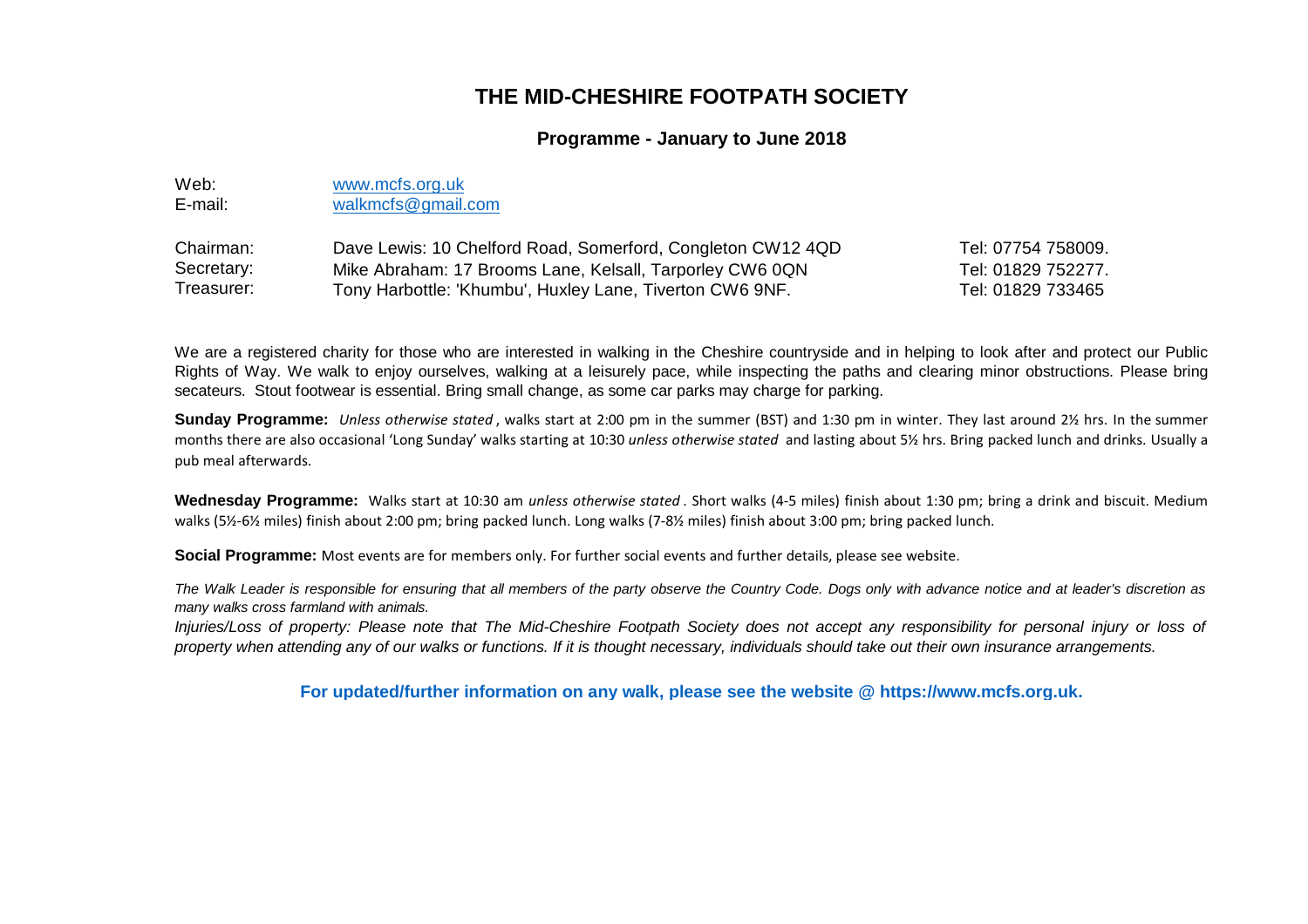# THE MID-CHESHIRE FOOTPATH SOCIETY

## Programme - January to June 2018

| | |
|---|---|
| Web: | www.mcfs.org.uk |
| E-mail: | walkmcfs@gmail.com |

| | | |
|---|---|---|
| Chairman: | Dave Lewis: 10 Chelford Road, Somerford, Congleton CW12 4QD | Tel: 07754 758009. |
| Secretary: | Mike Abraham: 17 Brooms Lane, Kelsall, Tarporley CW6 0QN | Tel: 01829 752277. |
| Treasurer: | Tony Harbottle: 'Khumbu', Huxley Lane, Tiverton CW6 9NF. | Tel: 01829 733465 |

We are a registered charity for those who are interested in walking in the Cheshire countryside and in helping to look after and protect our Public Rights of Way. We walk to enjoy ourselves, walking at a leisurely pace, while inspecting the paths and clearing minor obstructions. Please bring secateurs. Stout footwear is essential. Bring small change, as some car parks may charge for parking.

**Sunday Programme:** *Unless otherwise stated*, walks start at 2:00 pm in the summer (BST) and 1:30 pm in winter. They last around 2½ hrs. In the summer months there are also occasional 'Long Sunday' walks starting at 10:30 *unless otherwise stated* and lasting about 5½ hrs. Bring packed lunch and drinks. Usually a pub meal afterwards.

**Wednesday Programme:** Walks start at 10:30 am *unless otherwise stated*. Short walks (4-5 miles) finish about 1:30 pm; bring a drink and biscuit. Medium walks (5½-6½ miles) finish about 2:00 pm; bring packed lunch. Long walks (7-8½ miles) finish about 3:00 pm; bring packed lunch.

**Social Programme:** Most events are for members only. For further social events and further details, please see website.

*The Walk Leader is responsible for ensuring that all members of the party observe the Country Code. Dogs only with advance notice and at leader's discretion as many walks cross farmland with animals.*

*Injuries/Loss of property: Please note that The Mid-Cheshire Footpath Society does not accept any responsibility for personal injury or loss of property when attending any of our walks or functions. If it is thought necessary, individuals should take out their own insurance arrangements.*

**For updated/further information on any walk, please see the website @ https://www.mcfs.org.uk.**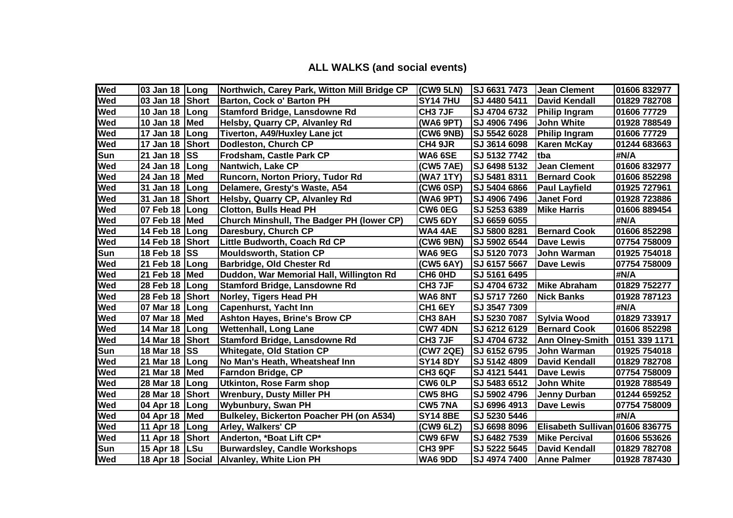## ALL WALKS (and social events)

| | | | | | | | |
|---|---|---|---|---|---|---|---|
| Wed | 03 Jan 18 | Long | Northwich, Carey Park, Witton Mill Bridge CP | (CW9 5LN) | SJ 6631 7473 | Jean Clement | 01606 832977 |
| Wed | 03 Jan 18 | Short | Barton, Cock o' Barton PH | SY14 7HU | SJ 4480 5411 | David Kendall | 01829 782708 |
| Wed | 10 Jan 18 | Long | Stamford Bridge, Lansdowne Rd | CH3 7JF | SJ 4704 6732 | Philip Ingram | 01606 77729 |
| Wed | 10 Jan 18 | Med | Helsby, Quarry CP, Alvanley Rd | (WA6 9PT) | SJ 4906 7496 | John White | 01928 788549 |
| Wed | 17 Jan 18 | Long | Tiverton, A49/Huxley Lane jct | (CW6 9NB) | SJ 5542 6028 | Philip Ingram | 01606 77729 |
| Wed | 17 Jan 18 | Short | Dodleston, Church CP | CH4 9JR | SJ 3614 6098 | Karen McKay | 01244 683663 |
| Sun | 21 Jan 18 | SS | Frodsham, Castle Park CP | WA6 6SE | SJ 5132 7742 | tba | #N/A |
| Wed | 24 Jan 18 | Long | Nantwich, Lake CP | (CW5 7AE) | SJ 6498 5132 | Jean Clement | 01606 832977 |
| Wed | 24 Jan 18 | Med | Runcorn, Norton Priory, Tudor Rd | (WA7 1TY) | SJ 5481 8311 | Bernard Cook | 01606 852298 |
| Wed | 31 Jan 18 | Long | Delamere, Gresty's Waste, A54 | (CW6 0SP) | SJ 5404 6866 | Paul Layfield | 01925 727961 |
| Wed | 31 Jan 18 | Short | Helsby, Quarry CP, Alvanley Rd | (WA6 9PT) | SJ 4906 7496 | Janet Ford | 01928 723886 |
| Wed | 07 Feb 18 | Long | Clotton, Bulls Head PH | CW6 0EG | SJ 5253 6389 | Mike Harris | 01606 889454 |
| Wed | 07 Feb 18 | Med | Church Minshull, The Badger PH (lower CP) | CW5 6DY | SJ 6659 6055 | | #N/A |
| Wed | 14 Feb 18 | Long | Daresbury, Church CP | WA4 4AE | SJ 5800 8281 | Bernard Cook | 01606 852298 |
| Wed | 14 Feb 18 | Short | Little Budworth, Coach Rd CP | (CW6 9BN) | SJ 5902 6544 | Dave Lewis | 07754 758009 |
| Sun | 18 Feb 18 | SS | Mouldsworth, Station CP | WA6 9EG | SJ 5120 7073 | John Warman | 01925 754018 |
| Wed | 21 Feb 18 | Long | Barbridge, Old Chester Rd | (CW5 6AY) | SJ 6157 5667 | Dave Lewis | 07754 758009 |
| Wed | 21 Feb 18 | Med | Duddon, War Memorial Hall, Willington Rd | CH6 0HD | SJ 5161 6495 | | #N/A |
| Wed | 28 Feb 18 | Long | Stamford Bridge, Lansdowne Rd | CH3 7JF | SJ 4704 6732 | Mike Abraham | 01829 752277 |
| Wed | 28 Feb 18 | Short | Norley, Tigers Head PH | WA6 8NT | SJ 5717 7260 | Nick Banks | 01928 787123 |
| Wed | 07 Mar 18 | Long | Capenhurst, Yacht Inn | CH1 6EY | SJ 3547 7309 | | #N/A |
| Wed | 07 Mar 18 | Med | Ashton Hayes, Brine's Brow CP | CH3 8AH | SJ 5230 7087 | Sylvia Wood | 01829 733917 |
| Wed | 14 Mar 18 | Long | Wettenhall, Long Lane | CW7 4DN | SJ 6212 6129 | Bernard Cook | 01606 852298 |
| Wed | 14 Mar 18 | Short | Stamford Bridge, Lansdowne Rd | CH3 7JF | SJ 4704 6732 | Ann Olney-Smith | 0151 339 1171 |
| Sun | 18 Mar 18 | SS | Whitegate, Old Station CP | (CW7 2QE) | SJ 6152 6795 | John Warman | 01925 754018 |
| Wed | 21 Mar 18 | Long | No Man's Heath, Wheatsheaf Inn | SY14 8DY | SJ 5142 4809 | David Kendall | 01829 782708 |
| Wed | 21 Mar 18 | Med | Farndon Bridge, CP | CH3 6QF | SJ 4121 5441 | Dave Lewis | 07754 758009 |
| Wed | 28 Mar 18 | Long | Utkinton, Rose Farm shop | CW6 0LP | SJ 5483 6512 | John White | 01928 788549 |
| Wed | 28 Mar 18 | Short | Wrenbury, Dusty Miller PH | CW5 8HG | SJ 5902 4796 | Jenny Durban | 01244 659252 |
| Wed | 04 Apr 18 | Long | Wybunbury, Swan PH | CW5 7NA | SJ 6996 4913 | Dave Lewis | 07754 758009 |
| Wed | 04 Apr 18 | Med | Bulkeley, Bickerton Poacher PH (on A534) | SY14 8BE | SJ 5230 5446 | | #N/A |
| Wed | 11 Apr 18 | Long | Arley, Walkers' CP | (CW9 6LZ) | SJ 6698 8096 | Elisabeth Sullivan | 01606 836775 |
| Wed | 11 Apr 18 | Short | Anderton, *Boat Lift CP* | CW9 6FW | SJ 6482 7539 | Mike Percival | 01606 553626 |
| Sun | 15 Apr 18 | LSu | Burwardsley, Candle Workshops | CH3 9PF | SJ 5222 5645 | David Kendall | 01829 782708 |
| Wed | 18 Apr 18 | Social | Alvanley, White Lion PH | WA6 9DD | SJ 4974 7400 | Anne Palmer | 01928 787430 |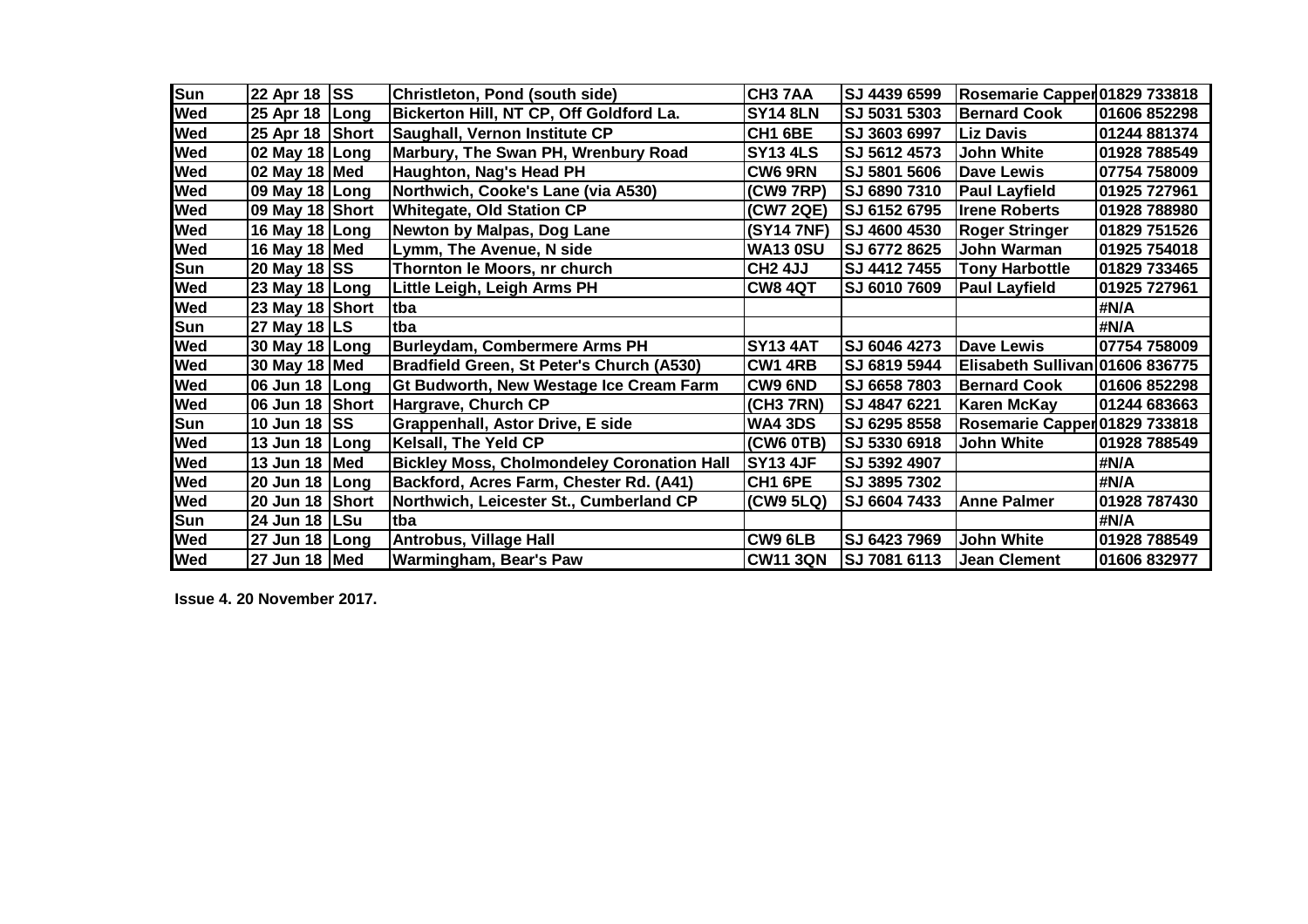| | | | | | | | |
|---|---|---|---|---|---|---|---|
| Sun | 22 Apr 18 | SS | Christleton, Pond (south side) | CH3 7AA | SJ 4439 6599 | Rosemarie Capper | 01829 733818 |
| Wed | 25 Apr 18 | Long | Bickerton Hill, NT CP, Off Goldford La. | SY14 8LN | SJ 5031 5303 | Bernard Cook | 01606 852298 |
| Wed | 25 Apr 18 | Short | Saughall, Vernon Institute CP | CH1 6BE | SJ 3603 6997 | Liz Davis | 01244 881374 |
| Wed | 02 May 18 | Long | Marbury, The Swan PH, Wrenbury Road | SY13 4LS | SJ 5612 4573 | John White | 01928 788549 |
| Wed | 02 May 18 | Med | Haughton, Nag's Head PH | CW6 9RN | SJ 5801 5606 | Dave Lewis | 07754 758009 |
| Wed | 09 May 18 | Long | Northwich, Cooke's Lane (via A530) | (CW9 7RP) | SJ 6890 7310 | Paul Layfield | 01925 727961 |
| Wed | 09 May 18 | Short | Whitegate, Old Station CP | (CW7 2QE) | SJ 6152 6795 | Irene Roberts | 01928 788980 |
| Wed | 16 May 18 | Long | Newton by Malpas, Dog Lane | (SY14 7NF) | SJ 4600 4530 | Roger Stringer | 01829 751526 |
| Wed | 16 May 18 | Med | Lymm, The Avenue, N side | WA13 0SU | SJ 6772 8625 | John Warman | 01925 754018 |
| Sun | 20 May 18 | SS | Thornton le Moors, nr church | CH2 4JJ | SJ 4412 7455 | Tony Harbottle | 01829 733465 |
| Wed | 23 May 18 | Long | Little Leigh, Leigh Arms PH | CW8 4QT | SJ 6010 7609 | Paul Layfield | 01925 727961 |
| Wed | 23 May 18 | Short | tba | | | | #N/A |
| Sun | 27 May 18 | LS | tba | | | | #N/A |
| Wed | 30 May 18 | Long | Burleydam, Combermere Arms PH | SY13 4AT | SJ 6046 4273 | Dave Lewis | 07754 758009 |
| Wed | 30 May 18 | Med | Bradfield Green, St Peter's Church (A530) | CW1 4RB | SJ 6819 5944 | Elisabeth Sullivan | 01606 836775 |
| Wed | 06 Jun 18 | Long | Gt Budworth, New Westage Ice Cream Farm | CW9 6ND | SJ 6658 7803 | Bernard Cook | 01606 852298 |
| Wed | 06 Jun 18 | Short | Hargrave, Church CP | (CH3 7RN) | SJ 4847 6221 | Karen McKay | 01244 683663 |
| Sun | 10 Jun 18 | SS | Grappenhall, Astor Drive, E side | WA4 3DS | SJ 6295 8558 | Rosemarie Capper | 01829 733818 |
| Wed | 13 Jun 18 | Long | Kelsall, The Yeld CP | (CW6 0TB) | SJ 5330 6918 | John White | 01928 788549 |
| Wed | 13 Jun 18 | Med | Bickley Moss, Cholmondeley Coronation Hall | SY13 4JF | SJ 5392 4907 | | #N/A |
| Wed | 20 Jun 18 | Long | Backford, Acres Farm, Chester Rd. (A41) | CH1 6PE | SJ 3895 7302 | | #N/A |
| Wed | 20 Jun 18 | Short | Northwich, Leicester St., Cumberland CP | (CW9 5LQ) | SJ 6604 7433 | Anne Palmer | 01928 787430 |
| Sun | 24 Jun 18 | LSu | tba | | | | #N/A |
| Wed | 27 Jun 18 | Long | Antrobus, Village Hall | CW9 6LB | SJ 6423 7969 | John White | 01928 788549 |
| Wed | 27 Jun 18 | Med | Warmingham, Bear's Paw | CW11 3QN | SJ 7081 6113 | Jean Clement | 01606 832977 |

**Issue 4. 20 November 2017.**